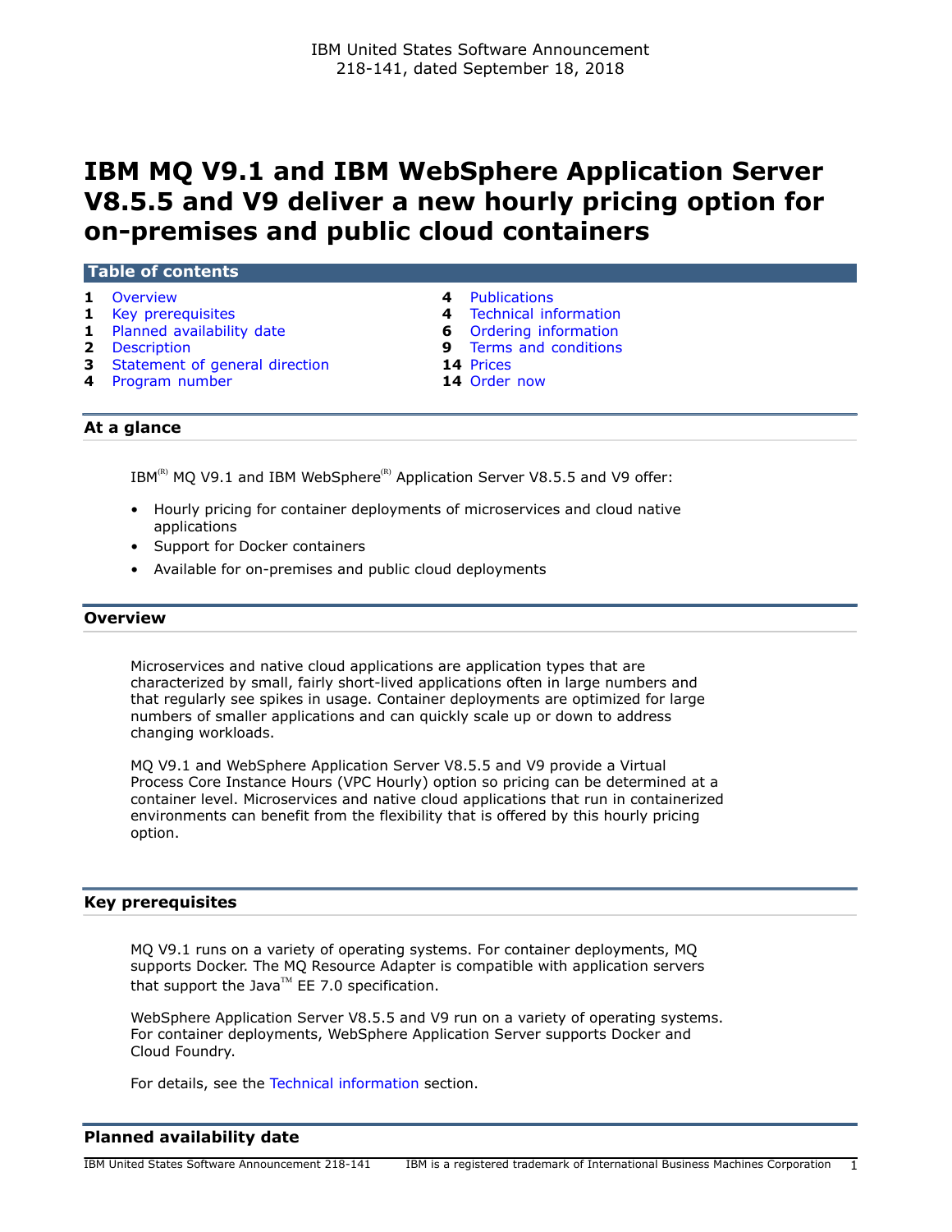IBM United States Software Announcement
218-141, dated September 18, 2018

# IBM MQ V9.1 and IBM WebSphere Application Server V8.5.5 and V9 deliver a new hourly pricing option for on-premises and public cloud containers

**Table of contents**

| | | | |
|---|---|---|---|
| 1 | Overview | 4 | Publications |
| 1 | Key prerequisites | 4 | Technical information |
| 1 | Planned availability date | 6 | Ordering information |
| 2 | Description | 9 | Terms and conditions |
| 3 | Statement of general direction | 14 | Prices |
| 4 | Program number | 14 | Order now |

## At a glance

IBM(R) MQ V9.1 and IBM WebSphere(R) Application Server V8.5.5 and V9 offer:

- Hourly pricing for container deployments of microservices and cloud native applications
- Support for Docker containers
- Available for on-premises and public cloud deployments

## Overview

Microservices and native cloud applications are application types that are characterized by small, fairly short-lived applications often in large numbers and that regularly see spikes in usage. Container deployments are optimized for large numbers of smaller applications and can quickly scale up or down to address changing workloads.

MQ V9.1 and WebSphere Application Server V8.5.5 and V9 provide a Virtual Process Core Instance Hours (VPC Hourly) option so pricing can be determined at a container level. Microservices and native cloud applications that run in containerized environments can benefit from the flexibility that is offered by this hourly pricing option.

## Key prerequisites

MQ V9.1 runs on a variety of operating systems. For container deployments, MQ supports Docker. The MQ Resource Adapter is compatible with application servers that support the Java(TM) EE 7.0 specification.

WebSphere Application Server V8.5.5 and V9 run on a variety of operating systems. For container deployments, WebSphere Application Server supports Docker and Cloud Foundry.

For details, see the Technical information section.

## Planned availability date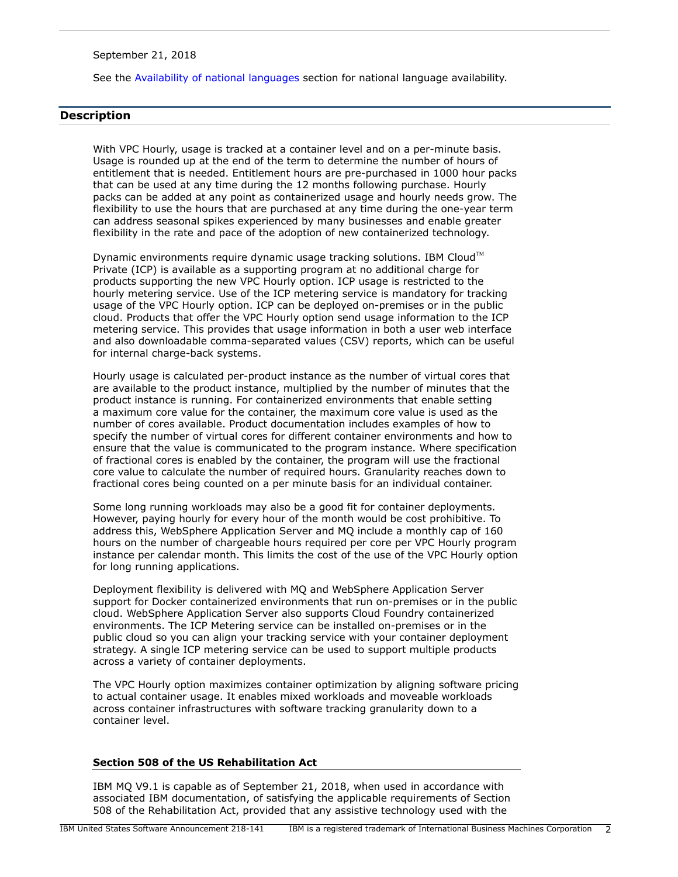September 21, 2018

See the Availability of national languages section for national language availability.

## Description

With VPC Hourly, usage is tracked at a container level and on a per-minute basis. Usage is rounded up at the end of the term to determine the number of hours of entitlement that is needed. Entitlement hours are pre-purchased in 1000 hour packs that can be used at any time during the 12 months following purchase. Hourly packs can be added at any point as containerized usage and hourly needs grow. The flexibility to use the hours that are purchased at any time during the one-year term can address seasonal spikes experienced by many businesses and enable greater flexibility in the rate and pace of the adoption of new containerized technology.

Dynamic environments require dynamic usage tracking solutions. IBM Cloud™ Private (ICP) is available as a supporting program at no additional charge for products supporting the new VPC Hourly option. ICP usage is restricted to the hourly metering service. Use of the ICP metering service is mandatory for tracking usage of the VPC Hourly option. ICP can be deployed on-premises or in the public cloud. Products that offer the VPC Hourly option send usage information to the ICP metering service. This provides that usage information in both a user web interface and also downloadable comma-separated values (CSV) reports, which can be useful for internal charge-back systems.

Hourly usage is calculated per-product instance as the number of virtual cores that are available to the product instance, multiplied by the number of minutes that the product instance is running. For containerized environments that enable setting a maximum core value for the container, the maximum core value is used as the number of cores available. Product documentation includes examples of how to specify the number of virtual cores for different container environments and how to ensure that the value is communicated to the program instance. Where specification of fractional cores is enabled by the container, the program will use the fractional core value to calculate the number of required hours. Granularity reaches down to fractional cores being counted on a per minute basis for an individual container.

Some long running workloads may also be a good fit for container deployments. However, paying hourly for every hour of the month would be cost prohibitive. To address this, WebSphere Application Server and MQ include a monthly cap of 160 hours on the number of chargeable hours required per core per VPC Hourly program instance per calendar month. This limits the cost of the use of the VPC Hourly option for long running applications.

Deployment flexibility is delivered with MQ and WebSphere Application Server support for Docker containerized environments that run on-premises or in the public cloud. WebSphere Application Server also supports Cloud Foundry containerized environments. The ICP Metering service can be installed on-premises or in the public cloud so you can align your tracking service with your container deployment strategy. A single ICP metering service can be used to support multiple products across a variety of container deployments.

The VPC Hourly option maximizes container optimization by aligning software pricing to actual container usage. It enables mixed workloads and moveable workloads across container infrastructures with software tracking granularity down to a container level.

### Section 508 of the US Rehabilitation Act

IBM MQ V9.1 is capable as of September 21, 2018, when used in accordance with associated IBM documentation, of satisfying the applicable requirements of Section 508 of the Rehabilitation Act, provided that any assistive technology used with the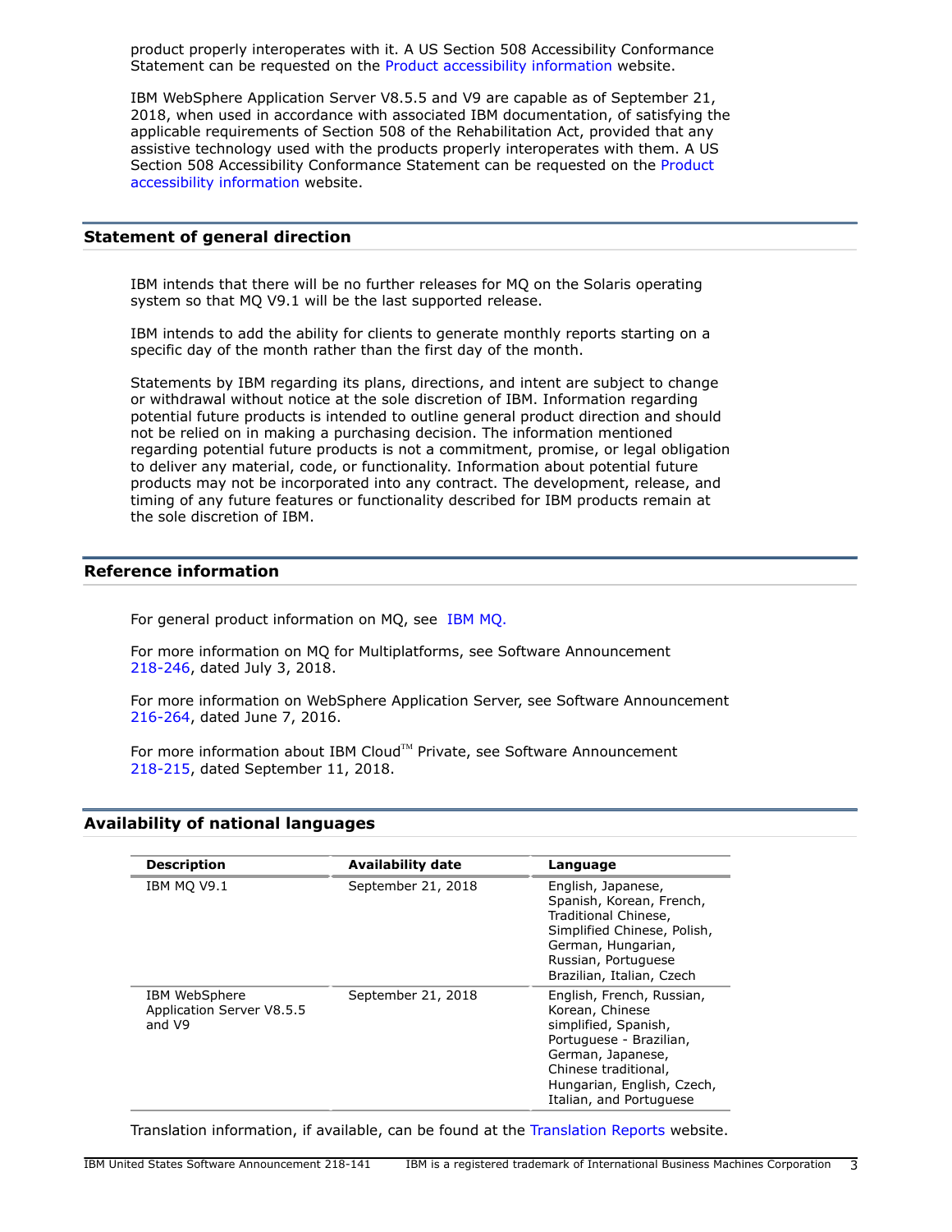product properly interoperates with it. A US Section 508 Accessibility Conformance Statement can be requested on the Product accessibility information website.

IBM WebSphere Application Server V8.5.5 and V9 are capable as of September 21, 2018, when used in accordance with associated IBM documentation, of satisfying the applicable requirements of Section 508 of the Rehabilitation Act, provided that any assistive technology used with the products properly interoperates with them. A US Section 508 Accessibility Conformance Statement can be requested on the Product accessibility information website.

## Statement of general direction

IBM intends that there will be no further releases for MQ on the Solaris operating system so that MQ V9.1 will be the last supported release.

IBM intends to add the ability for clients to generate monthly reports starting on a specific day of the month rather than the first day of the month.

Statements by IBM regarding its plans, directions, and intent are subject to change or withdrawal without notice at the sole discretion of IBM. Information regarding potential future products is intended to outline general product direction and should not be relied on in making a purchasing decision. The information mentioned regarding potential future products is not a commitment, promise, or legal obligation to deliver any material, code, or functionality. Information about potential future products may not be incorporated into any contract. The development, release, and timing of any future features or functionality described for IBM products remain at the sole discretion of IBM.

## Reference information

For general product information on MQ, see IBM MQ.

For more information on MQ for Multiplatforms, see Software Announcement 218-246, dated July 3, 2018.

For more information on WebSphere Application Server, see Software Announcement 216-264, dated June 7, 2016.

For more information about IBM Cloud™ Private, see Software Announcement 218-215, dated September 11, 2018.

## Availability of national languages

| Description | Availability date | Language |
|---|---|---|
| IBM MQ V9.1 | September 21, 2018 | English, Japanese, Spanish, Korean, French, Traditional Chinese, Simplified Chinese, Polish, German, Hungarian, Russian, Portuguese Brazilian, Italian, Czech |
| IBM WebSphere Application Server V8.5.5 and V9 | September 21, 2018 | English, French, Russian, Korean, Chinese simplified, Spanish, Portuguese - Brazilian, German, Japanese, Chinese traditional, Hungarian, English, Czech, Italian, and Portuguese |

Translation information, if available, can be found at the Translation Reports website.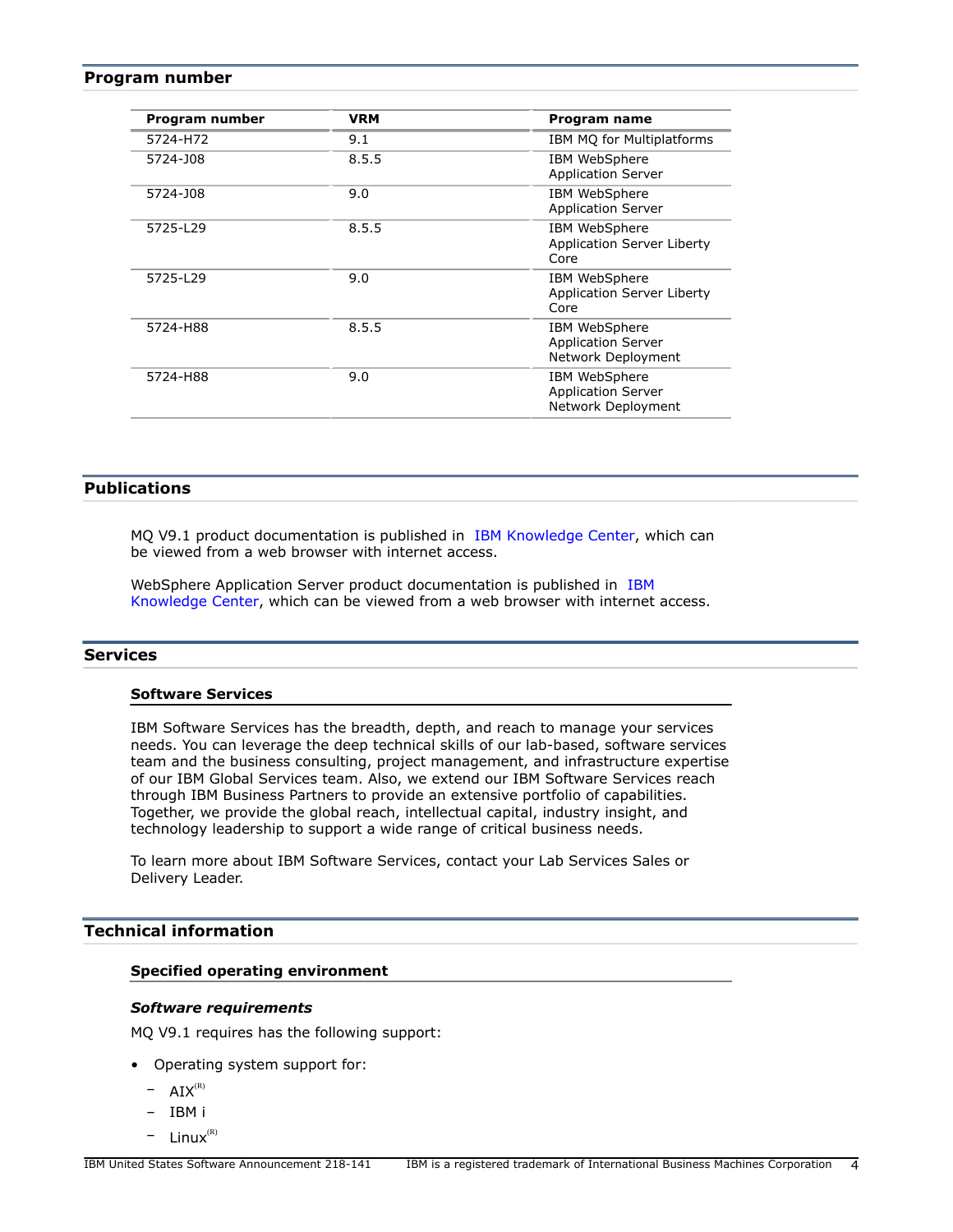## Program number

| Program number | VRM | Program name |
| --- | --- | --- |
| 5724-H72 | 9.1 | IBM MQ for Multiplatforms |
| 5724-J08 | 8.5.5 | IBM WebSphere Application Server |
| 5724-J08 | 9.0 | IBM WebSphere Application Server |
| 5725-L29 | 8.5.5 | IBM WebSphere Application Server Liberty Core |
| 5725-L29 | 9.0 | IBM WebSphere Application Server Liberty Core |
| 5724-H88 | 8.5.5 | IBM WebSphere Application Server Network Deployment |
| 5724-H88 | 9.0 | IBM WebSphere Application Server Network Deployment |

## Publications

MQ V9.1 product documentation is published in IBM Knowledge Center, which can be viewed from a web browser with internet access.

WebSphere Application Server product documentation is published in IBM Knowledge Center, which can be viewed from a web browser with internet access.

## Services

### Software Services

IBM Software Services has the breadth, depth, and reach to manage your services needs. You can leverage the deep technical skills of our lab-based, software services team and the business consulting, project management, and infrastructure expertise of our IBM Global Services team. Also, we extend our IBM Software Services reach through IBM Business Partners to provide an extensive portfolio of capabilities. Together, we provide the global reach, intellectual capital, industry insight, and technology leadership to support a wide range of critical business needs.

To learn more about IBM Software Services, contact your Lab Services Sales or Delivery Leader.

## Technical information

### Specified operating environment

#### *Software requirements*

MQ V9.1 requires has the following support:

- Operating system support for:
  - AIX(R)
  - IBM i
  - Linux(R)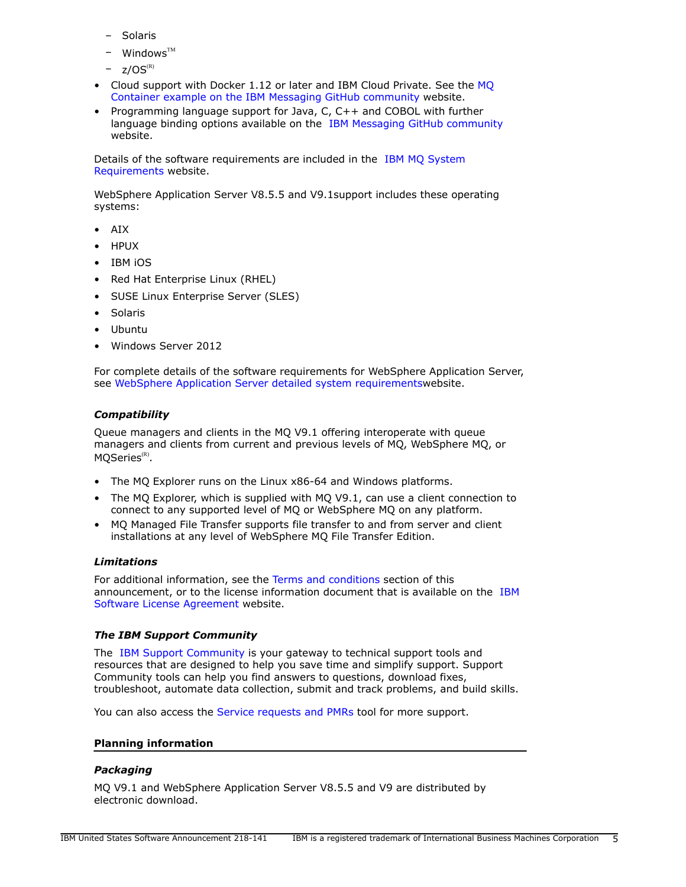- Solaris
  - Windows™
  - z/OS®
- Cloud support with Docker 1.12 or later and IBM Cloud Private. See the MQ Container example on the IBM Messaging GitHub community website.
- Programming language support for Java, C, C++ and COBOL with further language binding options available on the IBM Messaging GitHub community website.

Details of the software requirements are included in the IBM MQ System Requirements website.

WebSphere Application Server V8.5.5 and V9.1support includes these operating systems:

- AIX
- HPUX
- IBM iOS
- Red Hat Enterprise Linux (RHEL)
- SUSE Linux Enterprise Server (SLES)
- Solaris
- Ubuntu
- Windows Server 2012

For complete details of the software requirements for WebSphere Application Server, see WebSphere Application Server detailed system requirementswebsite.

### *Compatibility*

Queue managers and clients in the MQ V9.1 offering interoperate with queue managers and clients from current and previous levels of MQ, WebSphere MQ, or MQSeries®.

- The MQ Explorer runs on the Linux x86-64 and Windows platforms.
- The MQ Explorer, which is supplied with MQ V9.1, can use a client connection to connect to any supported level of MQ or WebSphere MQ on any platform.
- MQ Managed File Transfer supports file transfer to and from server and client installations at any level of WebSphere MQ File Transfer Edition.

### *Limitations*

For additional information, see the Terms and conditions section of this announcement, or to the license information document that is available on the IBM Software License Agreement website.

### *The IBM Support Community*

The IBM Support Community is your gateway to technical support tools and resources that are designed to help you save time and simplify support. Support Community tools can help you find answers to questions, download fixes, troubleshoot, automate data collection, submit and track problems, and build skills.

You can also access the Service requests and PMRs tool for more support.

## Planning information

### *Packaging*

MQ V9.1 and WebSphere Application Server V8.5.5 and V9 are distributed by electronic download.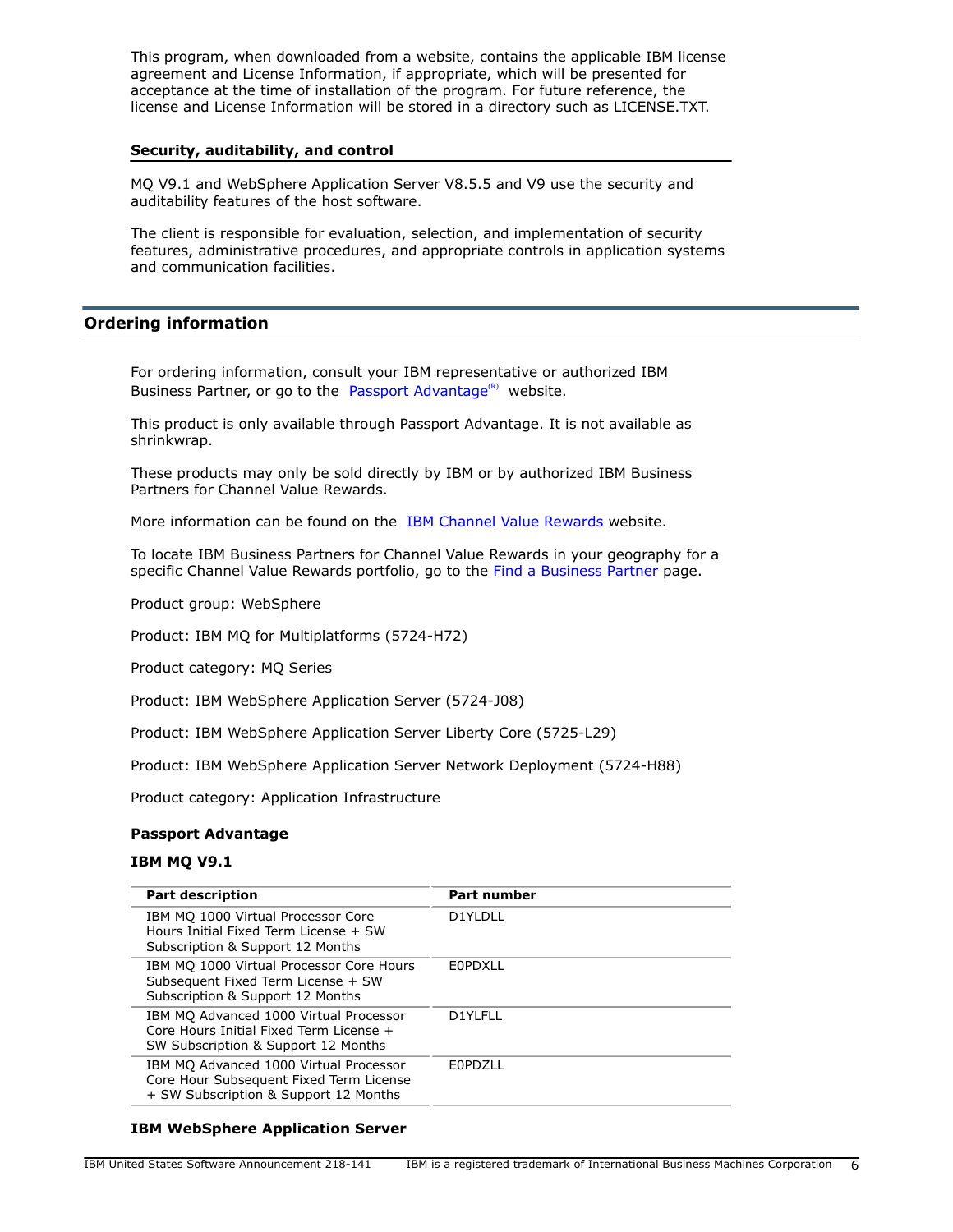This program, when downloaded from a website, contains the applicable IBM license agreement and License Information, if appropriate, which will be presented for acceptance at the time of installation of the program. For future reference, the license and License Information will be stored in a directory such as LICENSE.TXT.

### Security, auditability, and control

MQ V9.1 and WebSphere Application Server V8.5.5 and V9 use the security and auditability features of the host software.

The client is responsible for evaluation, selection, and implementation of security features, administrative procedures, and appropriate controls in application systems and communication facilities.

## Ordering information

For ordering information, consult your IBM representative or authorized IBM Business Partner, or go to the Passport Advantage(R) website.

This product is only available through Passport Advantage. It is not available as shrinkwrap.

These products may only be sold directly by IBM or by authorized IBM Business Partners for Channel Value Rewards.

More information can be found on the IBM Channel Value Rewards website.

To locate IBM Business Partners for Channel Value Rewards in your geography for a specific Channel Value Rewards portfolio, go to the Find a Business Partner page.

Product group: WebSphere

Product: IBM MQ for Multiplatforms (5724-H72)

Product category: MQ Series

Product: IBM WebSphere Application Server (5724-J08)

Product: IBM WebSphere Application Server Liberty Core (5725-L29)

Product: IBM WebSphere Application Server Network Deployment (5724-H88)

Product category: Application Infrastructure

### Passport Advantage

#### IBM MQ V9.1

| Part description | Part number |
| --- | --- |
| IBM MQ 1000 Virtual Processor Core Hours Initial Fixed Term License + SW Subscription & Support 12 Months | D1YLDLL |
| IBM MQ 1000 Virtual Processor Core Hours Subsequent Fixed Term License + SW Subscription & Support 12 Months | E0PDXLL |
| IBM MQ Advanced 1000 Virtual Processor Core Hours Initial Fixed Term License + SW Subscription & Support 12 Months | D1YLFLL |
| IBM MQ Advanced 1000 Virtual Processor Core Hour Subsequent Fixed Term License + SW Subscription & Support 12 Months | E0PDZLL |

#### IBM WebSphere Application Server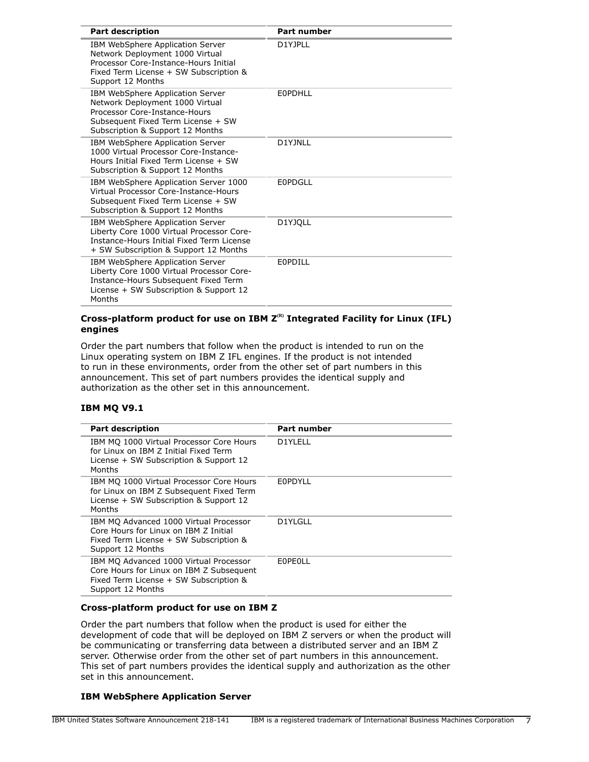| Part description | Part number |
| --- | --- |
| IBM WebSphere Application Server Network Deployment 1000 Virtual Processor Core-Instance-Hours Initial Fixed Term License + SW Subscription & Support 12 Months | D1YJPLL |
| IBM WebSphere Application Server Network Deployment 1000 Virtual Processor Core-Instance-Hours Subsequent Fixed Term License + SW Subscription & Support 12 Months | E0PDHLL |
| IBM WebSphere Application Server 1000 Virtual Processor Core-Instance-Hours Initial Fixed Term License + SW Subscription & Support 12 Months | D1YJNLL |
| IBM WebSphere Application Server 1000 Virtual Processor Core-Instance-Hours Subsequent Fixed Term License + SW Subscription & Support 12 Months | E0PDGLL |
| IBM WebSphere Application Server Liberty Core 1000 Virtual Processor Core-Instance-Hours Initial Fixed Term License + SW Subscription & Support 12 Months | D1YJQLL |
| IBM WebSphere Application Server Liberty Core 1000 Virtual Processor Core-Instance-Hours Subsequent Fixed Term License + SW Subscription & Support 12 Months | E0PDILL |

### Cross-platform product for use on IBM Z(R) Integrated Facility for Linux (IFL) engines

Order the part numbers that follow when the product is intended to run on the Linux operating system on IBM Z IFL engines. If the product is not intended to run in these environments, order from the other set of part numbers in this announcement. This set of part numbers provides the identical supply and authorization as the other set in this announcement.

### IBM MQ V9.1

| Part description | Part number |
| --- | --- |
| IBM MQ 1000 Virtual Processor Core Hours for Linux on IBM Z Initial Fixed Term License + SW Subscription & Support 12 Months | D1YLELL |
| IBM MQ 1000 Virtual Processor Core Hours for Linux on IBM Z Subsequent Fixed Term License + SW Subscription & Support 12 Months | E0PDYLL |
| IBM MQ Advanced 1000 Virtual Processor Core Hours for Linux on IBM Z Initial Fixed Term License + SW Subscription & Support 12 Months | D1YLGLL |
| IBM MQ Advanced 1000 Virtual Processor Core Hours for Linux on IBM Z Subsequent Fixed Term License + SW Subscription & Support 12 Months | E0PE0LL |

### Cross-platform product for use on IBM Z

Order the part numbers that follow when the product is used for either the development of code that will be deployed on IBM Z servers or when the product will be communicating or transferring data between a distributed server and an IBM Z server. Otherwise order from the other set of part numbers in this announcement. This set of part numbers provides the identical supply and authorization as the other set in this announcement.

### IBM WebSphere Application Server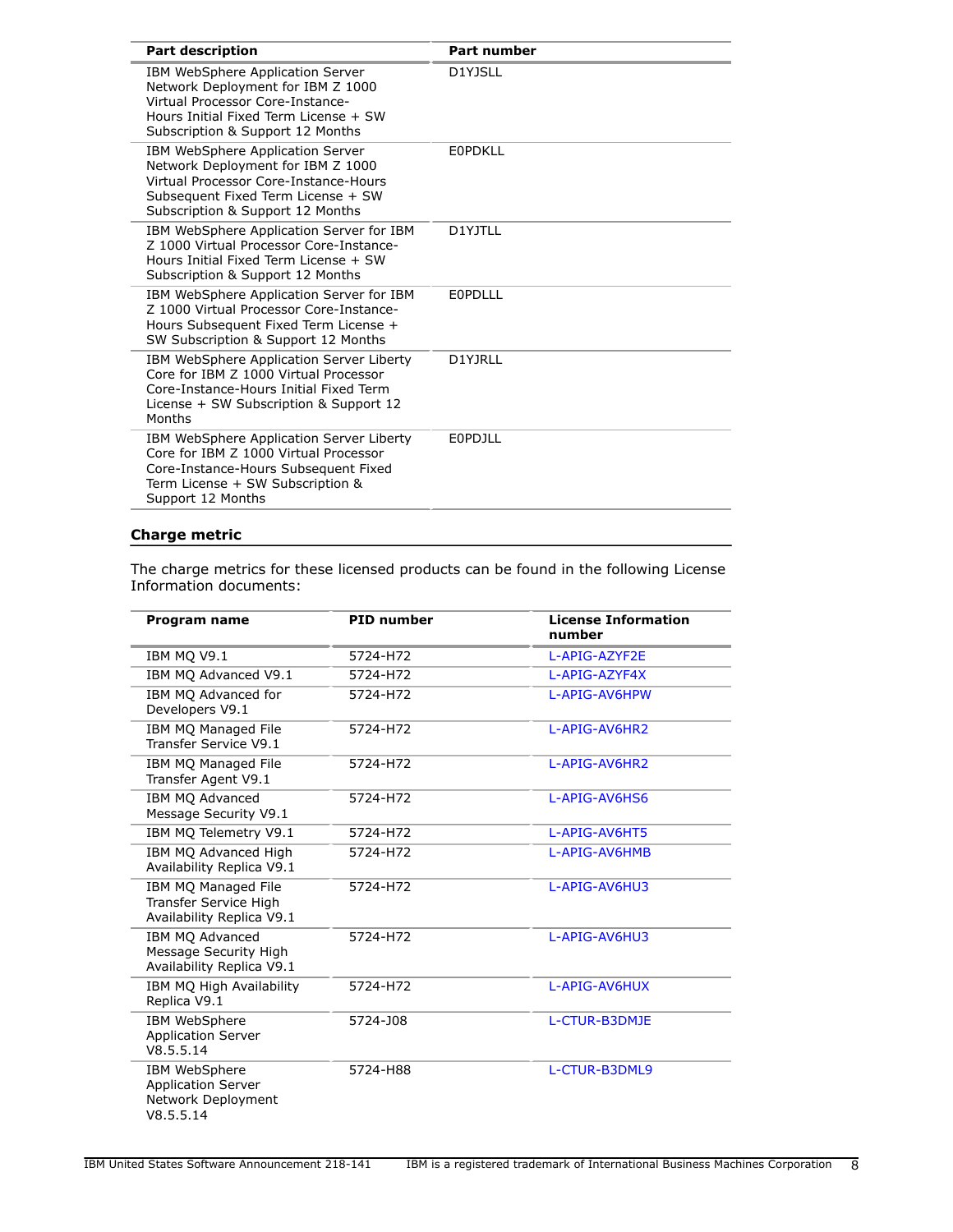| Part description | Part number |
| --- | --- |
| IBM WebSphere Application Server Network Deployment for IBM Z 1000 Virtual Processor Core-Instance-Hours Initial Fixed Term License + SW Subscription & Support 12 Months | D1YJSLL |
| IBM WebSphere Application Server Network Deployment for IBM Z 1000 Virtual Processor Core-Instance-Hours Subsequent Fixed Term License + SW Subscription & Support 12 Months | E0PDKLL |
| IBM WebSphere Application Server for IBM Z 1000 Virtual Processor Core-Instance-Hours Initial Fixed Term License + SW Subscription & Support 12 Months | D1YJTLL |
| IBM WebSphere Application Server for IBM Z 1000 Virtual Processor Core-Instance-Hours Subsequent Fixed Term License + SW Subscription & Support 12 Months | E0PDLLL |
| IBM WebSphere Application Server Liberty Core for IBM Z 1000 Virtual Processor Core-Instance-Hours Initial Fixed Term License + SW Subscription & Support 12 Months | D1YJRLL |
| IBM WebSphere Application Server Liberty Core for IBM Z 1000 Virtual Processor Core-Instance-Hours Subsequent Fixed Term License + SW Subscription & Support 12 Months | E0PDJLL |

## Charge metric

The charge metrics for these licensed products can be found in the following License Information documents:

| Program name | PID number | License Information number |
| --- | --- | --- |
| IBM MQ V9.1 | 5724-H72 | L-APIG-AZYF2E |
| IBM MQ Advanced V9.1 | 5724-H72 | L-APIG-AZYF4X |
| IBM MQ Advanced for Developers V9.1 | 5724-H72 | L-APIG-AV6HPW |
| IBM MQ Managed File Transfer Service V9.1 | 5724-H72 | L-APIG-AV6HR2 |
| IBM MQ Managed File Transfer Agent V9.1 | 5724-H72 | L-APIG-AV6HR2 |
| IBM MQ Advanced Message Security V9.1 | 5724-H72 | L-APIG-AV6HS6 |
| IBM MQ Telemetry V9.1 | 5724-H72 | L-APIG-AV6HT5 |
| IBM MQ Advanced High Availability Replica V9.1 | 5724-H72 | L-APIG-AV6HMB |
| IBM MQ Managed File Transfer Service High Availability Replica V9.1 | 5724-H72 | L-APIG-AV6HU3 |
| IBM MQ Advanced Message Security High Availability Replica V9.1 | 5724-H72 | L-APIG-AV6HU3 |
| IBM MQ High Availability Replica V9.1 | 5724-H72 | L-APIG-AV6HUX |
| IBM WebSphere Application Server V8.5.5.14 | 5724-J08 | L-CTUR-B3DMJE |
| IBM WebSphere Application Server Network Deployment V8.5.5.14 | 5724-H88 | L-CTUR-B3DML9 |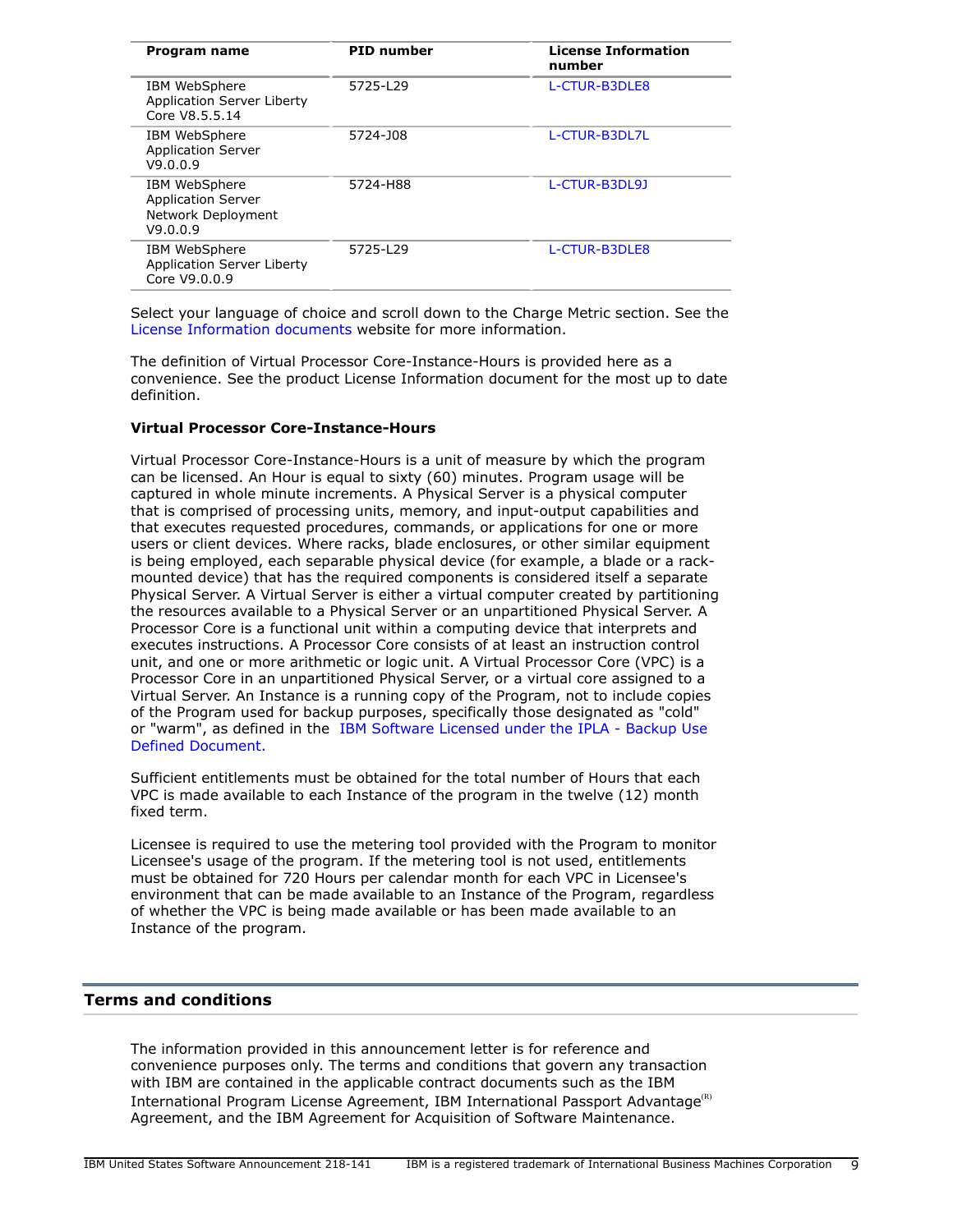| Program name | PID number | License Information number |
|---|---|---|
| IBM WebSphere Application Server Liberty Core V8.5.5.14 | 5725-L29 | L-CTUR-B3DLE8 |
| IBM WebSphere Application Server V9.0.0.9 | 5724-J08 | L-CTUR-B3DL7L |
| IBM WebSphere Application Server Network Deployment V9.0.0.9 | 5724-H88 | L-CTUR-B3DL9J |
| IBM WebSphere Application Server Liberty Core V9.0.0.9 | 5725-L29 | L-CTUR-B3DLE8 |

Select your language of choice and scroll down to the Charge Metric section. See the License Information documents website for more information.

The definition of Virtual Processor Core-Instance-Hours is provided here as a convenience. See the product License Information document for the most up to date definition.

**Virtual Processor Core-Instance-Hours**

Virtual Processor Core-Instance-Hours is a unit of measure by which the program can be licensed. An Hour is equal to sixty (60) minutes. Program usage will be captured in whole minute increments. A Physical Server is a physical computer that is comprised of processing units, memory, and input-output capabilities and that executes requested procedures, commands, or applications for one or more users or client devices. Where racks, blade enclosures, or other similar equipment is being employed, each separable physical device (for example, a blade or a rack-mounted device) that has the required components is considered itself a separate Physical Server. A Virtual Server is either a virtual computer created by partitioning the resources available to a Physical Server or an unpartitioned Physical Server. A Processor Core is a functional unit within a computing device that interprets and executes instructions. A Processor Core consists of at least an instruction control unit, and one or more arithmetic or logic unit. A Virtual Processor Core (VPC) is a Processor Core in an unpartitioned Physical Server, or a virtual core assigned to a Virtual Server. An Instance is a running copy of the Program, not to include copies of the Program used for backup purposes, specifically those designated as "cold" or "warm", as defined in the IBM Software Licensed under the IPLA - Backup Use Defined Document.

Sufficient entitlements must be obtained for the total number of Hours that each VPC is made available to each Instance of the program in the twelve (12) month fixed term.

Licensee is required to use the metering tool provided with the Program to monitor Licensee's usage of the program. If the metering tool is not used, entitlements must be obtained for 720 Hours per calendar month for each VPC in Licensee's environment that can be made available to an Instance of the Program, regardless of whether the VPC is being made available or has been made available to an Instance of the program.

## Terms and conditions

The information provided in this announcement letter is for reference and convenience purposes only. The terms and conditions that govern any transaction with IBM are contained in the applicable contract documents such as the IBM International Program License Agreement, IBM International Passport Advantage(R) Agreement, and the IBM Agreement for Acquisition of Software Maintenance.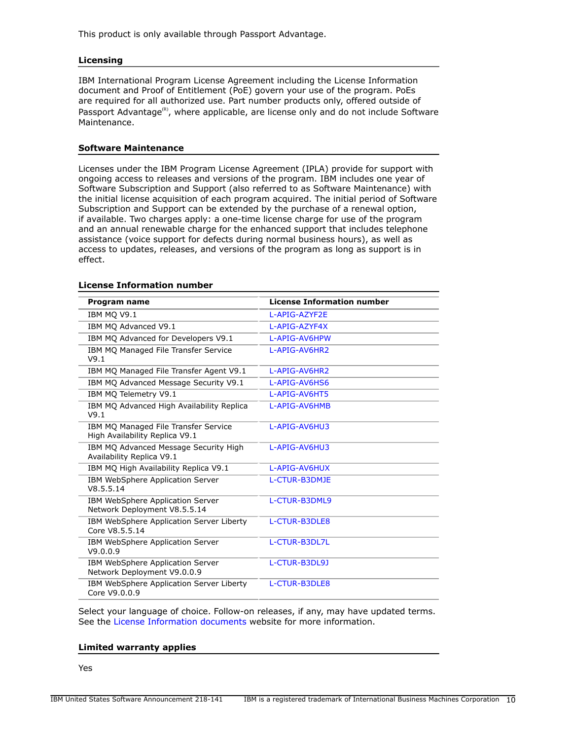This product is only available through Passport Advantage.

### Licensing

IBM International Program License Agreement including the License Information document and Proof of Entitlement (PoE) govern your use of the program. PoEs are required for all authorized use. Part number products only, offered outside of Passport Advantage(R), where applicable, are license only and do not include Software Maintenance.

### Software Maintenance

Licenses under the IBM Program License Agreement (IPLA) provide for support with ongoing access to releases and versions of the program. IBM includes one year of Software Subscription and Support (also referred to as Software Maintenance) with the initial license acquisition of each program acquired. The initial period of Software Subscription and Support can be extended by the purchase of a renewal option, if available. Two charges apply: a one-time license charge for use of the program and an annual renewable charge for the enhanced support that includes telephone assistance (voice support for defects during normal business hours), as well as access to updates, releases, and versions of the program as long as support is in effect.

### License Information number

| Program name | License Information number |
|---|---|
| IBM MQ V9.1 | L-APIG-AZYF2E |
| IBM MQ Advanced V9.1 | L-APIG-AZYF4X |
| IBM MQ Advanced for Developers V9.1 | L-APIG-AV6HPW |
| IBM MQ Managed File Transfer Service V9.1 | L-APIG-AV6HR2 |
| IBM MQ Managed File Transfer Agent V9.1 | L-APIG-AV6HR2 |
| IBM MQ Advanced Message Security V9.1 | L-APIG-AV6HS6 |
| IBM MQ Telemetry V9.1 | L-APIG-AV6HT5 |
| IBM MQ Advanced High Availability Replica V9.1 | L-APIG-AV6HMB |
| IBM MQ Managed File Transfer Service High Availability Replica V9.1 | L-APIG-AV6HU3 |
| IBM MQ Advanced Message Security High Availability Replica V9.1 | L-APIG-AV6HU3 |
| IBM MQ High Availability Replica V9.1 | L-APIG-AV6HUX |
| IBM WebSphere Application Server V8.5.5.14 | L-CTUR-B3DMJE |
| IBM WebSphere Application Server Network Deployment V8.5.5.14 | L-CTUR-B3DML9 |
| IBM WebSphere Application Server Liberty Core V8.5.5.14 | L-CTUR-B3DLE8 |
| IBM WebSphere Application Server V9.0.0.9 | L-CTUR-B3DL7L |
| IBM WebSphere Application Server Network Deployment V9.0.0.9 | L-CTUR-B3DL9J |
| IBM WebSphere Application Server Liberty Core V9.0.0.9 | L-CTUR-B3DLE8 |

Select your language of choice. Follow-on releases, if any, may have updated terms. See the License Information documents website for more information.

### Limited warranty applies

Yes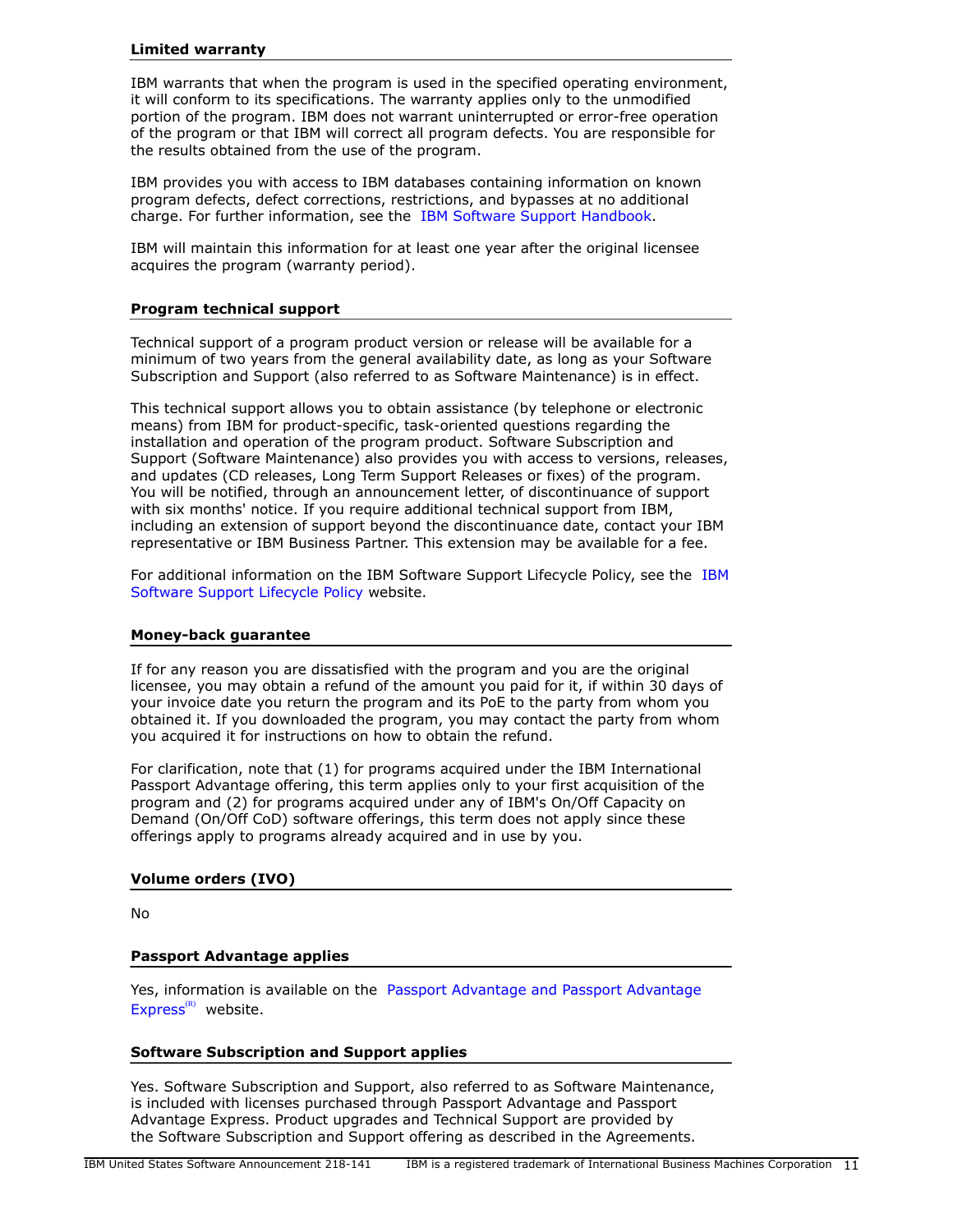### Limited warranty

IBM warrants that when the program is used in the specified operating environment, it will conform to its specifications. The warranty applies only to the unmodified portion of the program. IBM does not warrant uninterrupted or error-free operation of the program or that IBM will correct all program defects. You are responsible for the results obtained from the use of the program.

IBM provides you with access to IBM databases containing information on known program defects, defect corrections, restrictions, and bypasses at no additional charge. For further information, see the IBM Software Support Handbook.

IBM will maintain this information for at least one year after the original licensee acquires the program (warranty period).

### Program technical support

Technical support of a program product version or release will be available for a minimum of two years from the general availability date, as long as your Software Subscription and Support (also referred to as Software Maintenance) is in effect.

This technical support allows you to obtain assistance (by telephone or electronic means) from IBM for product-specific, task-oriented questions regarding the installation and operation of the program product. Software Subscription and Support (Software Maintenance) also provides you with access to versions, releases, and updates (CD releases, Long Term Support Releases or fixes) of the program. You will be notified, through an announcement letter, of discontinuance of support with six months' notice. If you require additional technical support from IBM, including an extension of support beyond the discontinuance date, contact your IBM representative or IBM Business Partner. This extension may be available for a fee.

For additional information on the IBM Software Support Lifecycle Policy, see the IBM Software Support Lifecycle Policy website.

### Money-back guarantee

If for any reason you are dissatisfied with the program and you are the original licensee, you may obtain a refund of the amount you paid for it, if within 30 days of your invoice date you return the program and its PoE to the party from whom you obtained it. If you downloaded the program, you may contact the party from whom you acquired it for instructions on how to obtain the refund.

For clarification, note that (1) for programs acquired under the IBM International Passport Advantage offering, this term applies only to your first acquisition of the program and (2) for programs acquired under any of IBM's On/Off Capacity on Demand (On/Off CoD) software offerings, this term does not apply since these offerings apply to programs already acquired and in use by you.

### Volume orders (IVO)

No

### Passport Advantage applies

Yes, information is available on the Passport Advantage and Passport Advantage Express(R) website.

### Software Subscription and Support applies

Yes. Software Subscription and Support, also referred to as Software Maintenance, is included with licenses purchased through Passport Advantage and Passport Advantage Express. Product upgrades and Technical Support are provided by the Software Subscription and Support offering as described in the Agreements.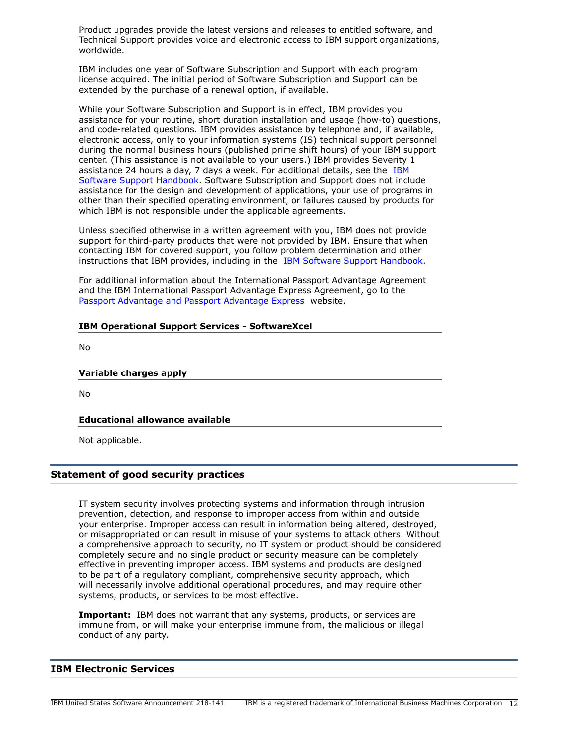Product upgrades provide the latest versions and releases to entitled software, and Technical Support provides voice and electronic access to IBM support organizations, worldwide.

IBM includes one year of Software Subscription and Support with each program license acquired. The initial period of Software Subscription and Support can be extended by the purchase of a renewal option, if available.

While your Software Subscription and Support is in effect, IBM provides you assistance for your routine, short duration installation and usage (how-to) questions, and code-related questions. IBM provides assistance by telephone and, if available, electronic access, only to your information systems (IS) technical support personnel during the normal business hours (published prime shift hours) of your IBM support center. (This assistance is not available to your users.) IBM provides Severity 1 assistance 24 hours a day, 7 days a week. For additional details, see the IBM Software Support Handbook. Software Subscription and Support does not include assistance for the design and development of applications, your use of programs in other than their specified operating environment, or failures caused by products for which IBM is not responsible under the applicable agreements.

Unless specified otherwise in a written agreement with you, IBM does not provide support for third-party products that were not provided by IBM. Ensure that when contacting IBM for covered support, you follow problem determination and other instructions that IBM provides, including in the IBM Software Support Handbook.

For additional information about the International Passport Advantage Agreement and the IBM International Passport Advantage Express Agreement, go to the Passport Advantage and Passport Advantage Express website.

### IBM Operational Support Services - SoftwareXcel

No

### Variable charges apply

No

### Educational allowance available

Not applicable.

## Statement of good security practices

IT system security involves protecting systems and information through intrusion prevention, detection, and response to improper access from within and outside your enterprise. Improper access can result in information being altered, destroyed, or misappropriated or can result in misuse of your systems to attack others. Without a comprehensive approach to security, no IT system or product should be considered completely secure and no single product or security measure can be completely effective in preventing improper access. IBM systems and products are designed to be part of a regulatory compliant, comprehensive security approach, which will necessarily involve additional operational procedures, and may require other systems, products, or services to be most effective.

**Important:** IBM does not warrant that any systems, products, or services are immune from, or will make your enterprise immune from, the malicious or illegal conduct of any party.

## IBM Electronic Services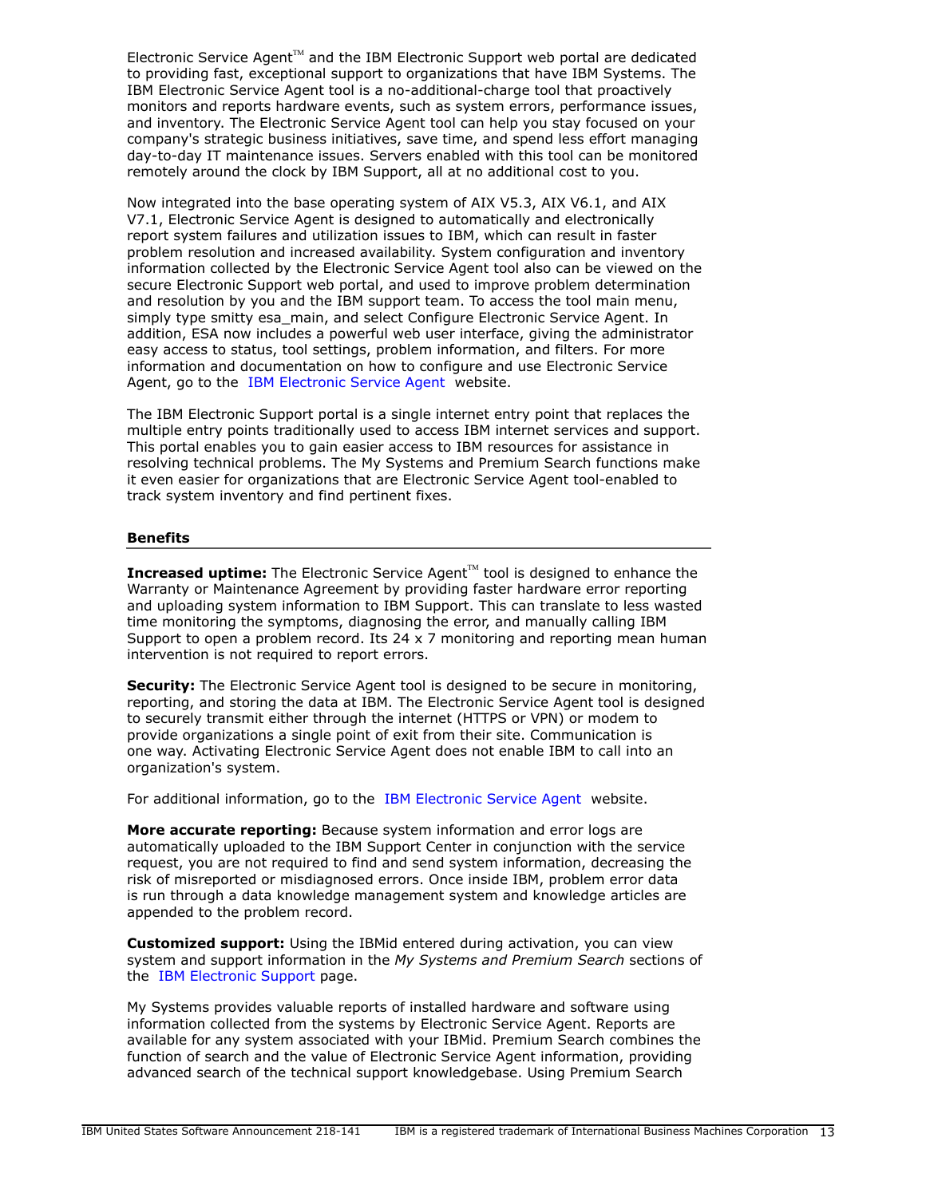Electronic Service Agent™ and the IBM Electronic Support web portal are dedicated to providing fast, exceptional support to organizations that have IBM Systems. The IBM Electronic Service Agent tool is a no-additional-charge tool that proactively monitors and reports hardware events, such as system errors, performance issues, and inventory. The Electronic Service Agent tool can help you stay focused on your company's strategic business initiatives, save time, and spend less effort managing day-to-day IT maintenance issues. Servers enabled with this tool can be monitored remotely around the clock by IBM Support, all at no additional cost to you.

Now integrated into the base operating system of AIX V5.3, AIX V6.1, and AIX V7.1, Electronic Service Agent is designed to automatically and electronically report system failures and utilization issues to IBM, which can result in faster problem resolution and increased availability. System configuration and inventory information collected by the Electronic Service Agent tool also can be viewed on the secure Electronic Support web portal, and used to improve problem determination and resolution by you and the IBM support team. To access the tool main menu, simply type smitty esa_main, and select Configure Electronic Service Agent. In addition, ESA now includes a powerful web user interface, giving the administrator easy access to status, tool settings, problem information, and filters. For more information and documentation on how to configure and use Electronic Service Agent, go to the IBM Electronic Service Agent website.

The IBM Electronic Support portal is a single internet entry point that replaces the multiple entry points traditionally used to access IBM internet services and support. This portal enables you to gain easier access to IBM resources for assistance in resolving technical problems. The My Systems and Premium Search functions make it even easier for organizations that are Electronic Service Agent tool-enabled to track system inventory and find pertinent fixes.

## Benefits

**Increased uptime:** The Electronic Service Agent™ tool is designed to enhance the Warranty or Maintenance Agreement by providing faster hardware error reporting and uploading system information to IBM Support. This can translate to less wasted time monitoring the symptoms, diagnosing the error, and manually calling IBM Support to open a problem record. Its 24 x 7 monitoring and reporting mean human intervention is not required to report errors.

**Security:** The Electronic Service Agent tool is designed to be secure in monitoring, reporting, and storing the data at IBM. The Electronic Service Agent tool is designed to securely transmit either through the internet (HTTPS or VPN) or modem to provide organizations a single point of exit from their site. Communication is one way. Activating Electronic Service Agent does not enable IBM to call into an organization's system.

For additional information, go to the IBM Electronic Service Agent website.

**More accurate reporting:** Because system information and error logs are automatically uploaded to the IBM Support Center in conjunction with the service request, you are not required to find and send system information, decreasing the risk of misreported or misdiagnosed errors. Once inside IBM, problem error data is run through a data knowledge management system and knowledge articles are appended to the problem record.

**Customized support:** Using the IBMid entered during activation, you can view system and support information in the *My Systems and Premium Search* sections of the IBM Electronic Support page.

My Systems provides valuable reports of installed hardware and software using information collected from the systems by Electronic Service Agent. Reports are available for any system associated with your IBMid. Premium Search combines the function of search and the value of Electronic Service Agent information, providing advanced search of the technical support knowledgebase. Using Premium Search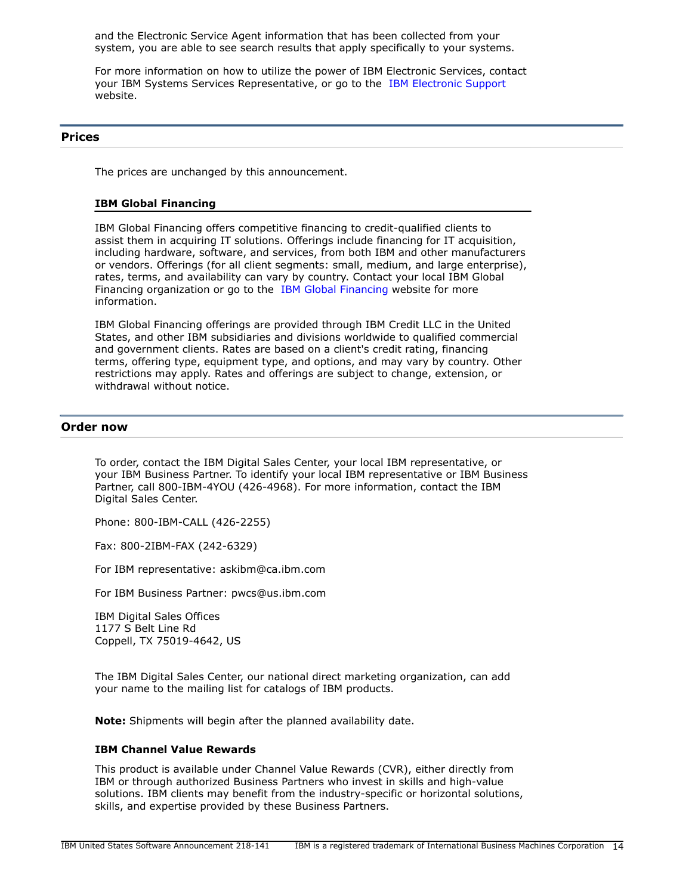and the Electronic Service Agent information that has been collected from your system, you are able to see search results that apply specifically to your systems.

For more information on how to utilize the power of IBM Electronic Services, contact your IBM Systems Services Representative, or go to the IBM Electronic Support website.

## Prices

The prices are unchanged by this announcement.

### IBM Global Financing

IBM Global Financing offers competitive financing to credit-qualified clients to assist them in acquiring IT solutions. Offerings include financing for IT acquisition, including hardware, software, and services, from both IBM and other manufacturers or vendors. Offerings (for all client segments: small, medium, and large enterprise), rates, terms, and availability can vary by country. Contact your local IBM Global Financing organization or go to the IBM Global Financing website for more information.

IBM Global Financing offerings are provided through IBM Credit LLC in the United States, and other IBM subsidiaries and divisions worldwide to qualified commercial and government clients. Rates are based on a client's credit rating, financing terms, offering type, equipment type, and options, and may vary by country. Other restrictions may apply. Rates and offerings are subject to change, extension, or withdrawal without notice.

## Order now

To order, contact the IBM Digital Sales Center, your local IBM representative, or your IBM Business Partner. To identify your local IBM representative or IBM Business Partner, call 800-IBM-4YOU (426-4968). For more information, contact the IBM Digital Sales Center.

Phone: 800-IBM-CALL (426-2255)

Fax: 800-2IBM-FAX (242-6329)

For IBM representative: askibm@ca.ibm.com

For IBM Business Partner: pwcs@us.ibm.com

IBM Digital Sales Offices
1177 S Belt Line Rd
Coppell, TX 75019-4642, US

The IBM Digital Sales Center, our national direct marketing organization, can add your name to the mailing list for catalogs of IBM products.

**Note:** Shipments will begin after the planned availability date.

### IBM Channel Value Rewards

This product is available under Channel Value Rewards (CVR), either directly from IBM or through authorized Business Partners who invest in skills and high-value solutions. IBM clients may benefit from the industry-specific or horizontal solutions, skills, and expertise provided by these Business Partners.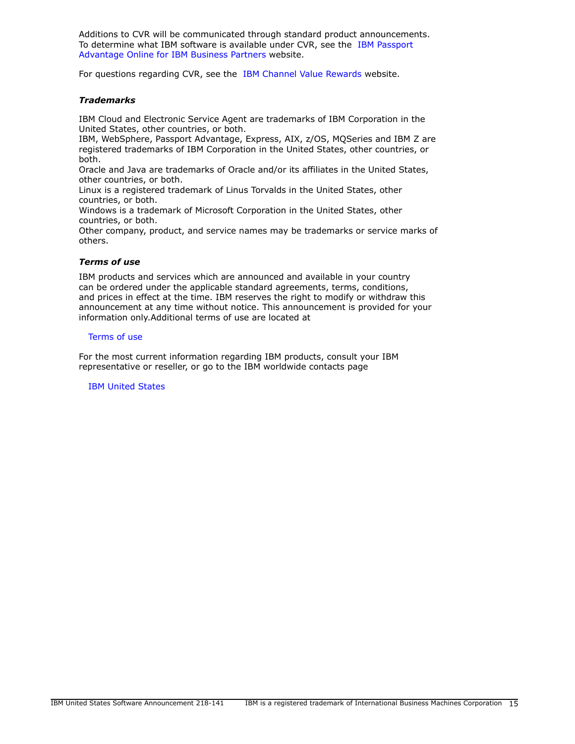Additions to CVR will be communicated through standard product announcements. To determine what IBM software is available under CVR, see the IBM Passport Advantage Online for IBM Business Partners website.

For questions regarding CVR, see the IBM Channel Value Rewards website.

### *Trademarks*

IBM Cloud and Electronic Service Agent are trademarks of IBM Corporation in the United States, other countries, or both.
IBM, WebSphere, Passport Advantage, Express, AIX, z/OS, MQSeries and IBM Z are registered trademarks of IBM Corporation in the United States, other countries, or both.
Oracle and Java are trademarks of Oracle and/or its affiliates in the United States, other countries, or both.
Linux is a registered trademark of Linus Torvalds in the United States, other countries, or both.
Windows is a trademark of Microsoft Corporation in the United States, other countries, or both.
Other company, product, and service names may be trademarks or service marks of others.

### *Terms of use*

IBM products and services which are announced and available in your country can be ordered under the applicable standard agreements, terms, conditions, and prices in effect at the time. IBM reserves the right to modify or withdraw this announcement at any time without notice. This announcement is provided for your information only.Additional terms of use are located at

Terms of use

For the most current information regarding IBM products, consult your IBM representative or reseller, or go to the IBM worldwide contacts page

IBM United States